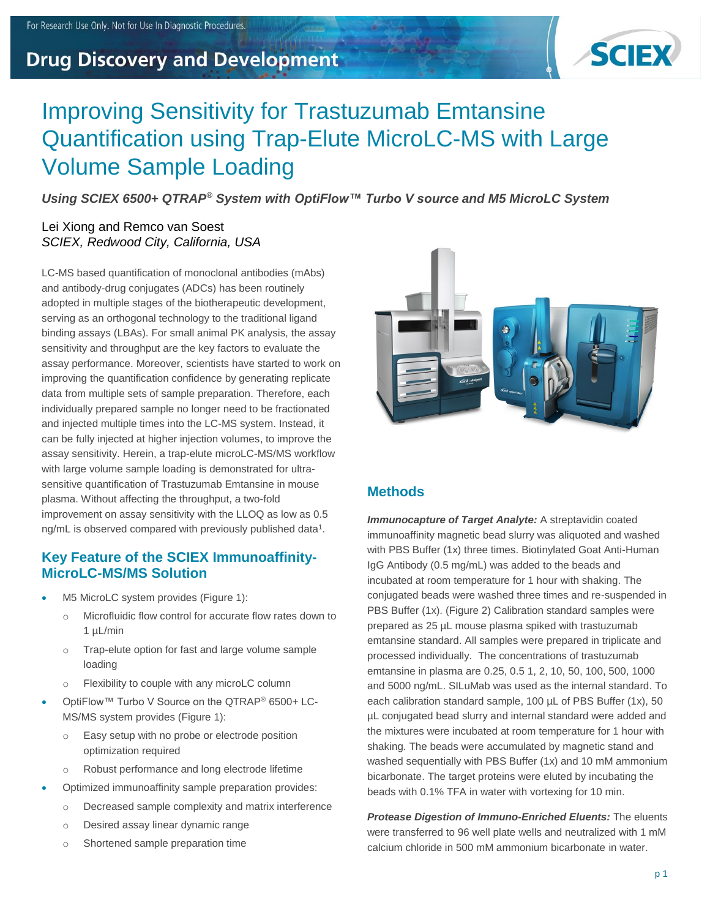For Research Use Only. Not for Use In Diagnostic Procedures.

Drug Discovery and Development

# Improving Sensitivity for Trastuzumab Emtansine Quantification using Trap-Elute MicroLC-MS with Large Volume Sample Loading

***Using SCIEX 6500+ QTRAP® System with OptiFlow™ Turbo V source and M5 MicroLC System***

Lei Xiong and Remco van Soest
*SCIEX, Redwood City, California, USA*

LC-MS based quantification of monoclonal antibodies (mAbs) and antibody-drug conjugates (ADCs) has been routinely adopted in multiple stages of the biotherapeutic development, serving as an orthogonal technology to the traditional ligand binding assays (LBAs). For small animal PK analysis, the assay sensitivity and throughput are the key factors to evaluate the assay performance. Moreover, scientists have started to work on improving the quantification confidence by generating replicate data from multiple sets of sample preparation. Therefore, each individually prepared sample no longer need to be fractionated and injected multiple times into the LC-MS system. Instead, it can be fully injected at higher injection volumes, to improve the assay sensitivity. Herein, a trap-elute microLC-MS/MS workflow with large volume sample loading is demonstrated for ultra-sensitive quantification of Trastuzumab Emtansine in mouse plasma. Without affecting the throughput, a two-fold improvement on assay sensitivity with the LLOQ as low as 0.5 ng/mL is observed compared with previously published data[1].

## Key Feature of the SCIEX Immunoaffinity-MicroLC-MS/MS Solution

- M5 MicroLC system provides (Figure 1):
  - Microfluidic flow control for accurate flow rates down to 1 µL/min
  - Trap-elute option for fast and large volume sample loading
  - Flexibility to couple with any microLC column
- OptiFlow™ Turbo V Source on the QTRAP® 6500+ LC-MS/MS system provides (Figure 1):
  - Easy setup with no probe or electrode position optimization required
  - Robust performance and long electrode lifetime
- Optimized immunoaffinity sample preparation provides:
  - Decreased sample complexity and matrix interference
  - Desired assay linear dynamic range
  - Shortened sample preparation time

## Methods

***Immunocapture of Target Analyte:*** A streptavidin coated immunoaffinity magnetic bead slurry was aliquoted and washed with PBS Buffer (1x) three times. Biotinylated Goat Anti-Human IgG Antibody (0.5 mg/mL) was added to the beads and incubated at room temperature for 1 hour with shaking. The conjugated beads were washed three times and re-suspended in PBS Buffer (1x). (Figure 2) Calibration standard samples were prepared as 25 µL mouse plasma spiked with trastuzumab emtansine standard. All samples were prepared in triplicate and processed individually. The concentrations of trastuzumab emtansine in plasma are 0.25, 0.5 1, 2, 10, 50, 100, 500, 1000 and 5000 ng/mL. SILuMab was used as the internal standard. To each calibration standard sample, 100 µL of PBS Buffer (1x), 50 µL conjugated bead slurry and internal standard were added and the mixtures were incubated at room temperature for 1 hour with shaking. The beads were accumulated by magnetic stand and washed sequentially with PBS Buffer (1x) and 10 mM ammonium bicarbonate. The target proteins were eluted by incubating the beads with 0.1% TFA in water with vortexing for 10 min.

***Protease Digestion of Immuno-Enriched Eluents:*** The eluents were transferred to 96 well plate wells and neutralized with 1 mM calcium chloride in 500 mM ammonium bicarbonate in water.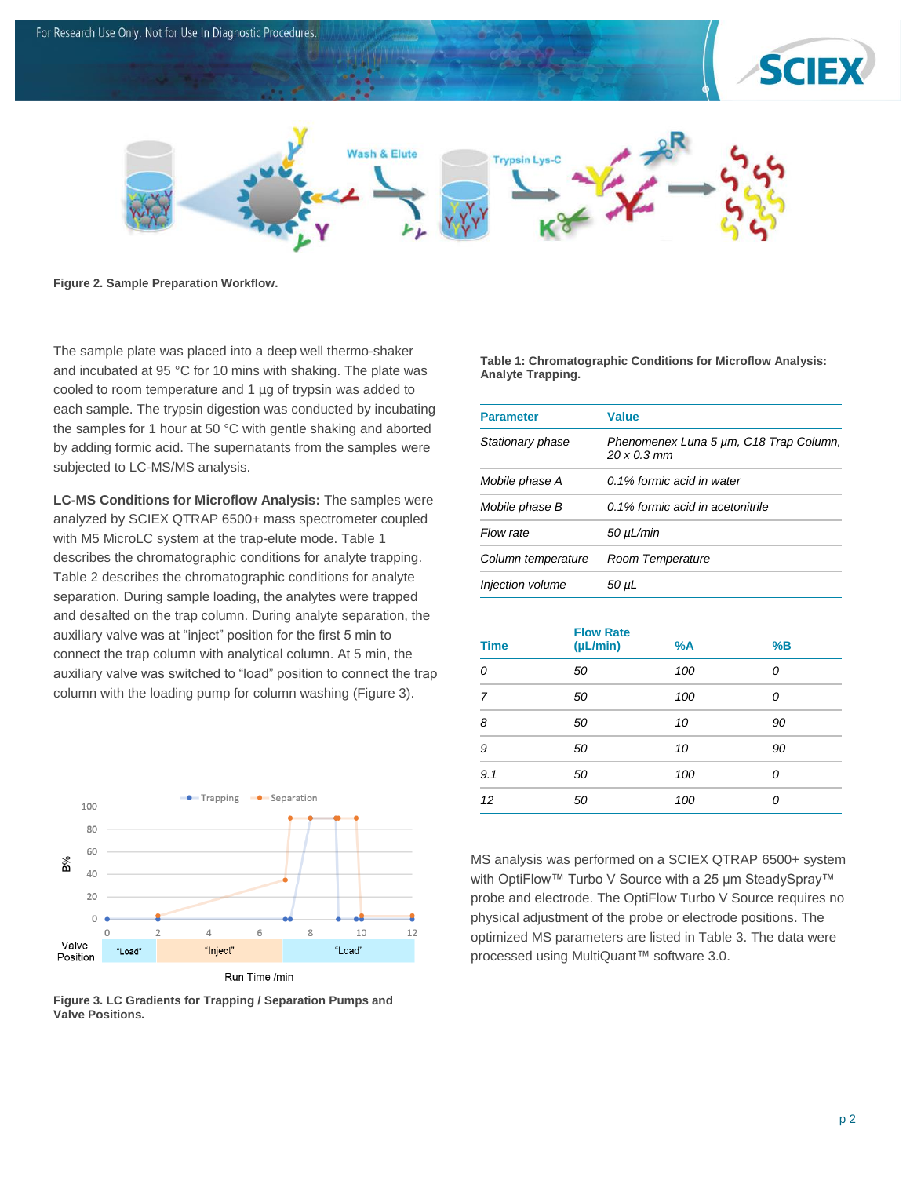Figure 2. Sample Preparation Workflow.

The sample plate was placed into a deep well thermo-shaker and incubated at 95 °C for 10 mins with shaking. The plate was cooled to room temperature and 1 µg of trypsin was added to each sample. The trypsin digestion was conducted by incubating the samples for 1 hour at 50 °C with gentle shaking and aborted by adding formic acid. The supernatants from the samples were subjected to LC-MS/MS analysis.

**LC-MS Conditions for Microflow Analysis:** The samples were analyzed by SCIEX QTRAP 6500+ mass spectrometer coupled with M5 MicroLC system at the trap-elute mode. Table 1 describes the chromatographic conditions for analyte trapping. Table 2 describes the chromatographic conditions for analyte separation. During sample loading, the analytes were trapped and desalted on the trap column. During analyte separation, the auxiliary valve was at "inject" position for the first 5 min to connect the trap column with analytical column. At 5 min, the auxiliary valve was switched to "load" position to connect the trap column with the loading pump for column washing (Figure 3).

Figure 3. LC Gradients for Trapping / Separation Pumps and Valve Positions.

**Table 1: Chromatographic Conditions for Microflow Analysis: Analyte Trapping.**

| Parameter | Value |
|---|---|
| *Stationary phase* | *Phenomenex Luna 5 µm, C18 Trap Column, 20 x 0.3 mm* |
| *Mobile phase A* | *0.1% formic acid in water* |
| *Mobile phase B* | *0.1% formic acid in acetonitrile* |
| *Flow rate* | *50 µL/min* |
| *Column temperature* | *Room Temperature* |
| *Injection volume* | *50 µL* |

| Time | Flow Rate (µL/min) | %A | %B |
|---|---|---|---|
| *0* | *50* | *100* | *0* |
| *7* | *50* | *100* | *0* |
| *8* | *50* | *10* | *90* |
| *9* | *50* | *10* | *90* |
| *9.1* | *50* | *100* | *0* |
| *12* | *50* | *100* | *0* |

MS analysis was performed on a SCIEX QTRAP 6500+ system with OptiFlow™ Turbo V Source with a 25 µm SteadySpray™ probe and electrode. The OptiFlow Turbo V Source requires no physical adjustment of the probe or electrode positions. The optimized MS parameters are listed in Table 3. The data were processed using MultiQuant™ software 3.0.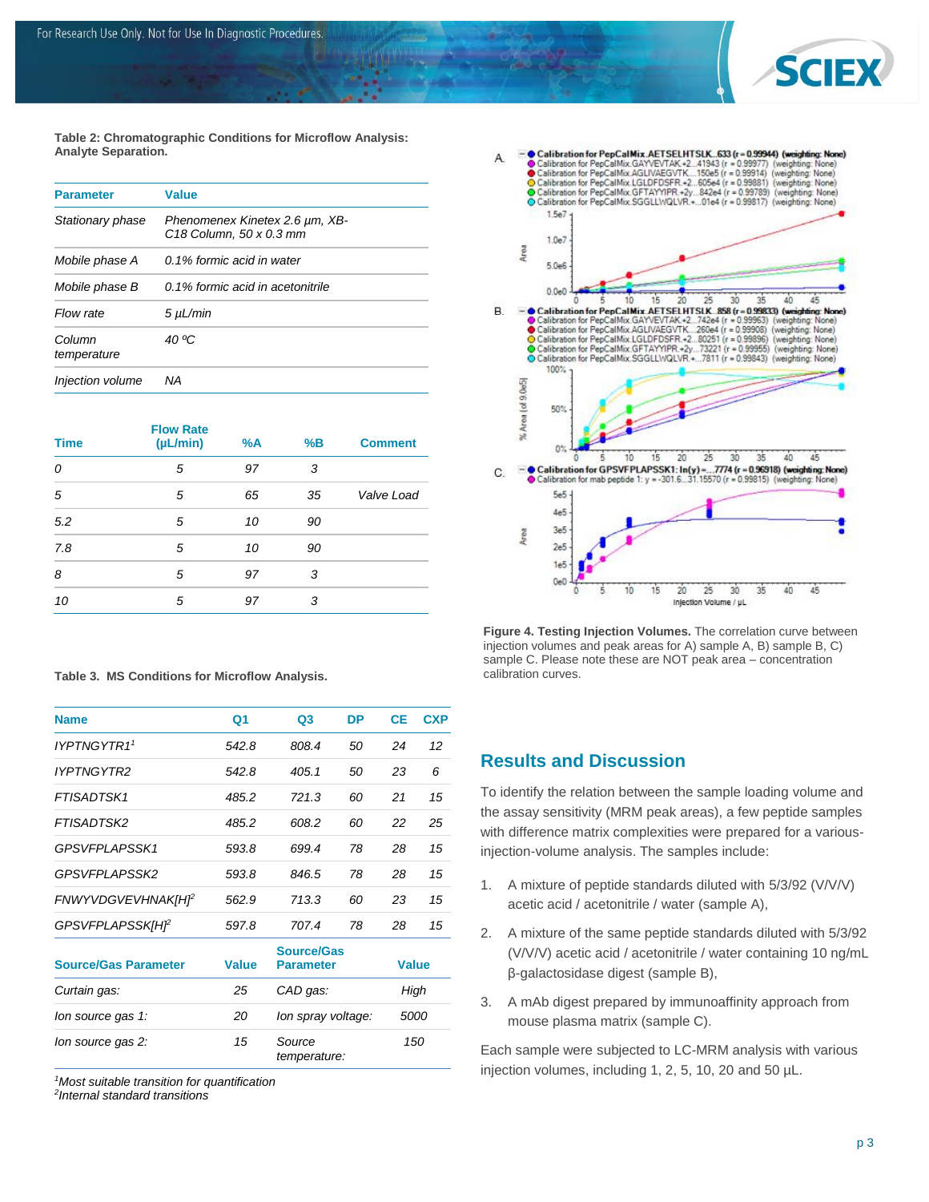**Table 2: Chromatographic Conditions for Microflow Analysis: Analyte Separation.**

| Parameter | Value |
| --- | --- |
| *Stationary phase* | *Phenomenex Kinetex 2.6 µm, XB-C18 Column, 50 x 0.3 mm* |
| *Mobile phase A* | *0.1% formic acid in water* |
| *Mobile phase B* | *0.1% formic acid in acetonitrile* |
| *Flow rate* | *5 µL/min* |
| *Column temperature* | *40 ºC* |
| *Injection volume* | *NA* |

| Time | Flow Rate (µL/min) | %A | %B | Comment |
| --- | --- | --- | --- | --- |
| *0* | *5* | *97* | *3* | |
| *5* | *5* | *65* | *35* | Valve Load |
| *5.2* | *5* | *10* | *90* | |
| *7.8* | *5* | *10* | *90* | |
| *8* | *5* | *97* | *3* | |
| *10* | *5* | *97* | *3* | |

**Table 3. MS Conditions for Microflow Analysis.**

| Name | Q1 | Q3 | DP | CE | CXP |
| --- | --- | --- | --- | --- | --- |
| *IYPTNGYTR1*[1] | *542.8* | *808.4* | *50* | *24* | *12* |
| *IYPTNGYTR2* | *542.8* | *405.1* | *50* | *23* | *6* |
| *FTISADTSK1* | *485.2* | *721.3* | *60* | *21* | *15* |
| *FTISADTSK2* | *485.2* | *608.2* | *60* | *22* | *25* |
| *GPSVFPLAPSSK1* | *593.8* | *699.4* | *78* | *28* | *15* |
| *GPSVFPLAPSSK2* | *593.8* | *846.5* | *78* | *28* | *15* |
| *FNWYVDGVEVHNAK[H]*[2] | *562.9* | *713.3* | *60* | *23* | *15* |
| *GPSVFPLAPSSK[H]*[2] | *597.8* | *707.4* | *78* | *28* | *15* |

| Source/Gas Parameter | Value | Source/Gas Parameter | Value |
| --- | --- | --- | --- |
| *Curtain gas:* | *25* | *CAD gas:* | *High* |
| *Ion source gas 1:* | *20* | *Ion spray voltage:* | *5000* |
| *Ion source gas 2:* | *15* | *Source temperature:* | *150* |

[1]*Most suitable transition for quantification*
[2]*Internal standard transitions*

**Figure 4. Testing Injection Volumes.** The correlation curve between injection volumes and peak areas for A) sample A, B) sample B, C) sample C. Please note these are NOT peak area – concentration calibration curves.

## Results and Discussion

To identify the relation between the sample loading volume and the assay sensitivity (MRM peak areas), a few peptide samples with difference matrix complexities were prepared for a various-injection-volume analysis. The samples include:

1. A mixture of peptide standards diluted with 5/3/92 (V/V/V) acetic acid / acetonitrile / water (sample A),
2. A mixture of the same peptide standards diluted with 5/3/92 (V/V/V) acetic acid / acetonitrile / water containing 10 ng/mL β-galactosidase digest (sample B),
3. A mAb digest prepared by immunoaffinity approach from mouse plasma matrix (sample C).

Each sample were subjected to LC-MRM analysis with various injection volumes, including 1, 2, 5, 10, 20 and 50 µL.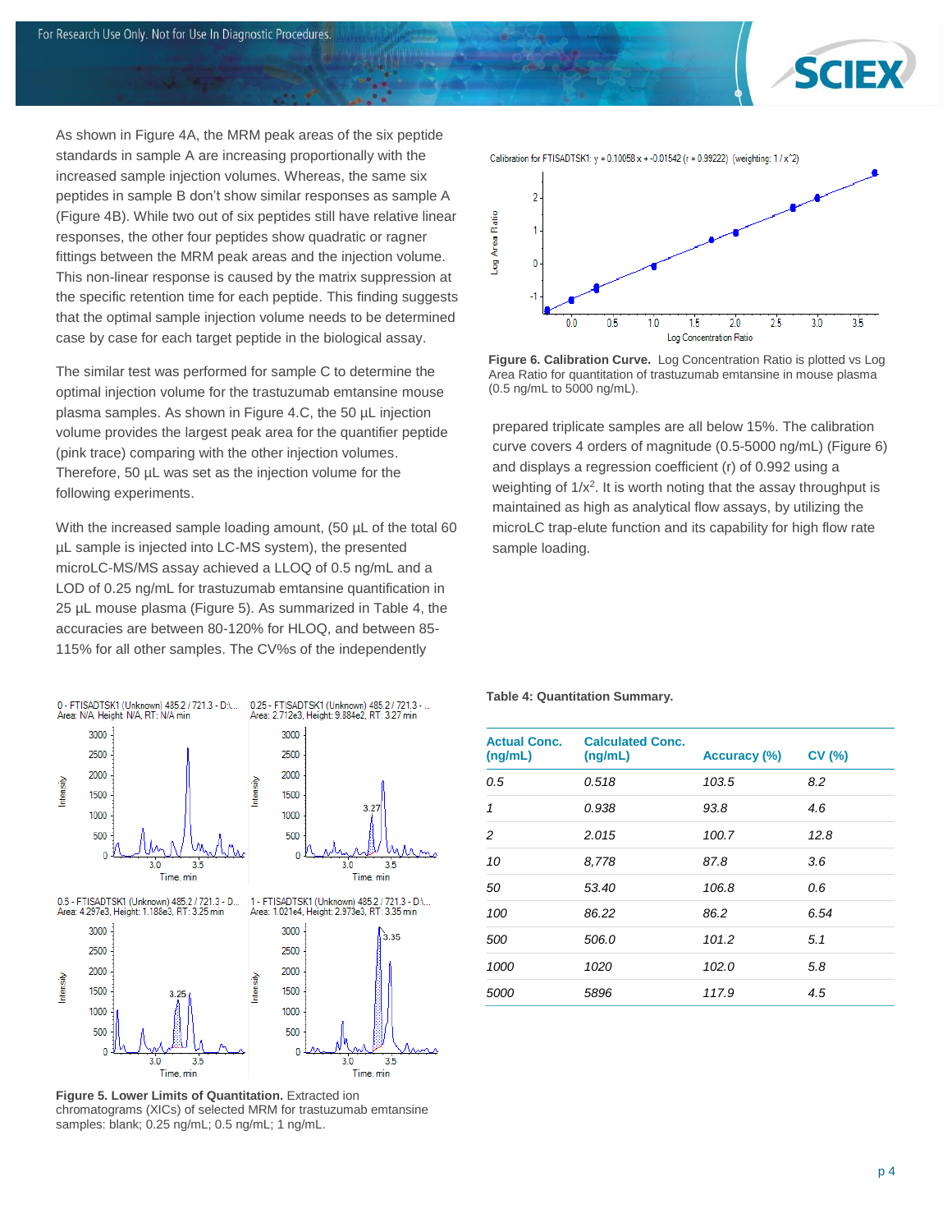As shown in Figure 4A, the MRM peak areas of the six peptide standards in sample A are increasing proportionally with the increased sample injection volumes. Whereas, the same six peptides in sample B don't show similar responses as sample A (Figure 4B). While two out of six peptides still have relative linear responses, the other four peptides show quadratic or ragner fittings between the MRM peak areas and the injection volume. This non-linear response is caused by the matrix suppression at the specific retention time for each peptide. This finding suggests that the optimal sample injection volume needs to be determined case by case for each target peptide in the biological assay.

The similar test was performed for sample C to determine the optimal injection volume for the trastuzumab emtansine mouse plasma samples. As shown in Figure 4.C, the 50 µL injection volume provides the largest peak area for the quantifier peptide (pink trace) comparing with the other injection volumes. Therefore, 50 µL was set as the injection volume for the following experiments.

With the increased sample loading amount, (50 µL of the total 60 µL sample is injected into LC-MS system), the presented microLC-MS/MS assay achieved a LLOQ of 0.5 ng/mL and a LOD of 0.25 ng/mL for trastuzumab emtansine quantification in 25 µL mouse plasma (Figure 5). As summarized in Table 4, the accuracies are between 80-120% for HLOQ, and between 85-115% for all other samples. The CV%s of the independently prepared triplicate samples are all below 15%. The calibration curve covers 4 orders of magnitude (0.5-5000 ng/mL) (Figure 6) and displays a regression coefficient (r) of 0.992 using a weighting of $1/x^2$. It is worth noting that the assay throughput is maintained as high as analytical flow assays, by utilizing the microLC trap-elute function and its capability for high flow rate sample loading.

**Figure 5. Lower Limits of Quantitation.** Extracted ion chromatograms (XICs) of selected MRM for trastuzumab emtansine samples: blank; 0.25 ng/mL; 0.5 ng/mL; 1 ng/mL.

**Figure 6. Calibration Curve.** Log Concentration Ratio is plotted vs Log Area Ratio for quantitation of trastuzumab emtansine in mouse plasma (0.5 ng/mL to 5000 ng/mL).

**Table 4: Quantitation Summary.**

| Actual Conc. (ng/mL) | Calculated Conc. (ng/mL) | Accuracy (%) | CV (%) |
|---|---|---|---|
| *0.5* | *0.518* | *103.5* | *8.2* |
| *1* | *0.938* | *93.8* | *4.6* |
| *2* | *2.015* | *100.7* | *12.8* |
| *10* | *8,778* | *87.8* | *3.6* |
| *50* | *53.40* | *106.8* | *0.6* |
| *100* | *86.22* | *86.2* | *6.54* |
| *500* | *506.0* | *101.2* | *5.1* |
| *1000* | *1020* | *102.0* | *5.8* |
| *5000* | *5896* | *117.9* | *4.5* |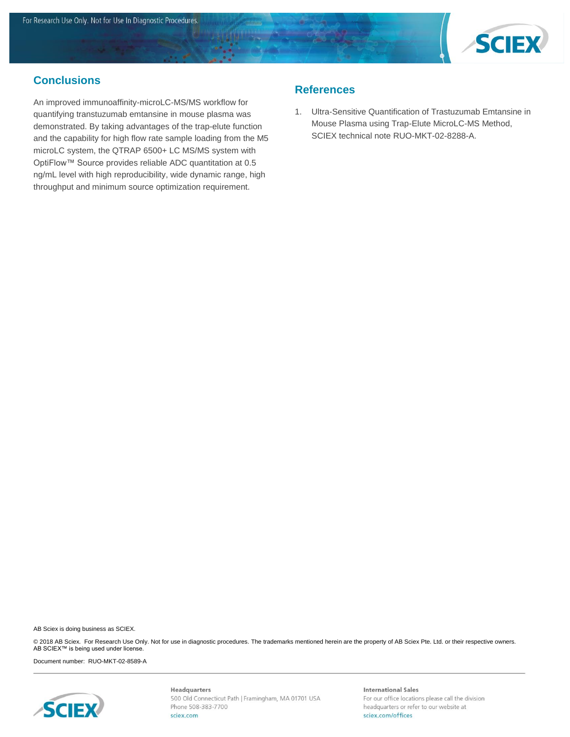## Conclusions

An improved immunoaffinity-microLC-MS/MS workflow for quantifying transtuzumab emtansine in mouse plasma was demonstrated. By taking advantages of the trap-elute function and the capability for high flow rate sample loading from the M5 microLC system, the QTRAP 6500+ LC MS/MS system with OptiFlow™ Source provides reliable ADC quantitation at 0.5 ng/mL level with high reproducibility, wide dynamic range, high throughput and minimum source optimization requirement.

## References

1. Ultra-Sensitive Quantification of Trastuzumab Emtansine in Mouse Plasma using Trap-Elute MicroLC-MS Method, SCIEX technical note RUO-MKT-02-8288-A.

AB Sciex is doing business as SCIEX.

© 2018 AB Sciex. For Research Use Only. Not for use in diagnostic procedures. The trademarks mentioned herein are the property of AB Sciex Pte. Ltd. or their respective owners. AB SCIEX™ is being used under license.

Document number: RUO-MKT-02-8589-A

**Headquarters**
500 Old Connecticut Path | Framingham, MA 01701 USA
Phone 508-383-7700
sciex.com

**International Sales**
For our office locations please call the division headquarters or refer to our website at
sciex.com/offices